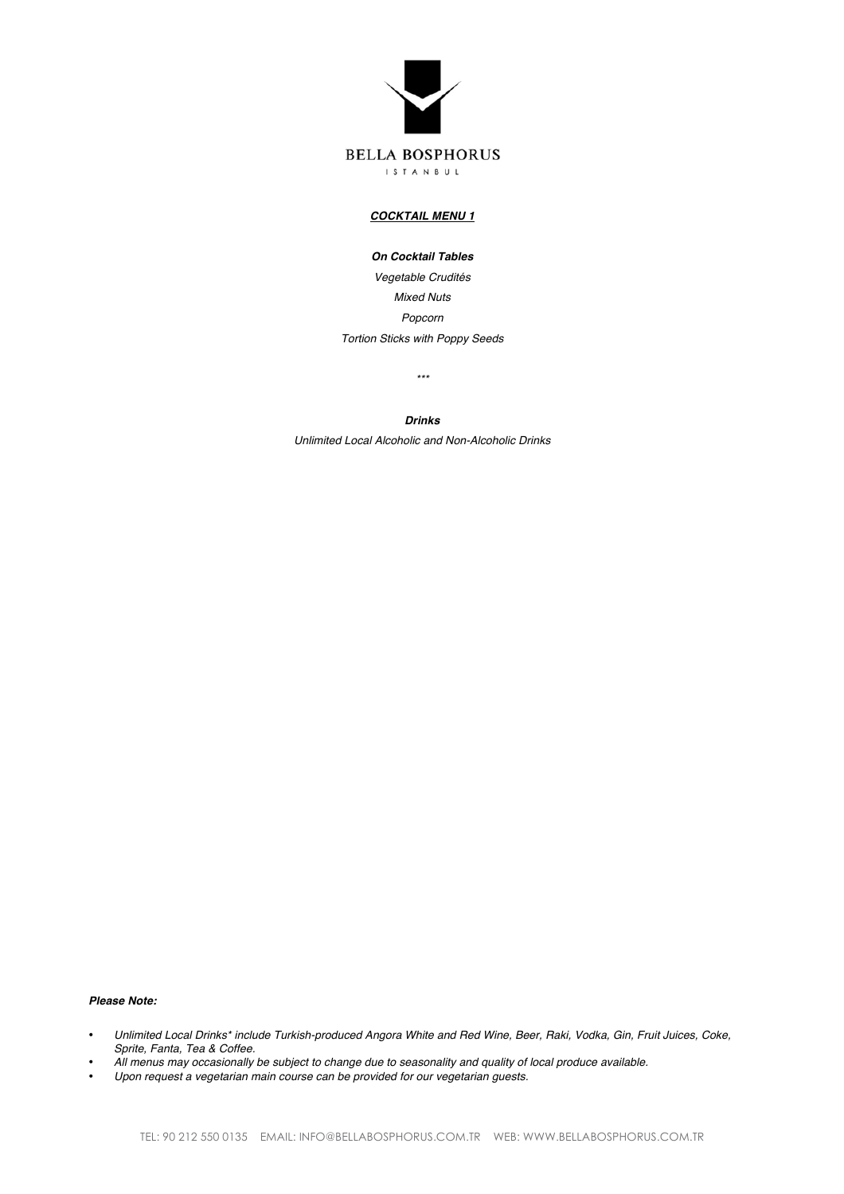# BELLA BOSPHORUS

ISTANBUL

## ***COCKTAIL MENU 1***

***On Cocktail Tables***

*Vegetable Crudités*

*Mixed Nuts*

*Popcorn*

*Tortion Sticks with Poppy Seeds*

\*\*\*

***Drinks***

*Unlimited Local Alcoholic and Non-Alcoholic Drinks*

***Please Note:***

- *Unlimited Local Drinks\* include Turkish-produced Angora White and Red Wine, Beer, Raki, Vodka, Gin, Fruit Juices, Coke, Sprite, Fanta, Tea & Coffee.*
- *All menus may occasionally be subject to change due to seasonality and quality of local produce available.*
- *Upon request a vegetarian main course can be provided for our vegetarian guests.*

TEL: 90 212 550 0135 EMAIL: INFO@BELLABOSPHORUS.COM.TR WEB: WWW.BELLABOSPHORUS.COM.TR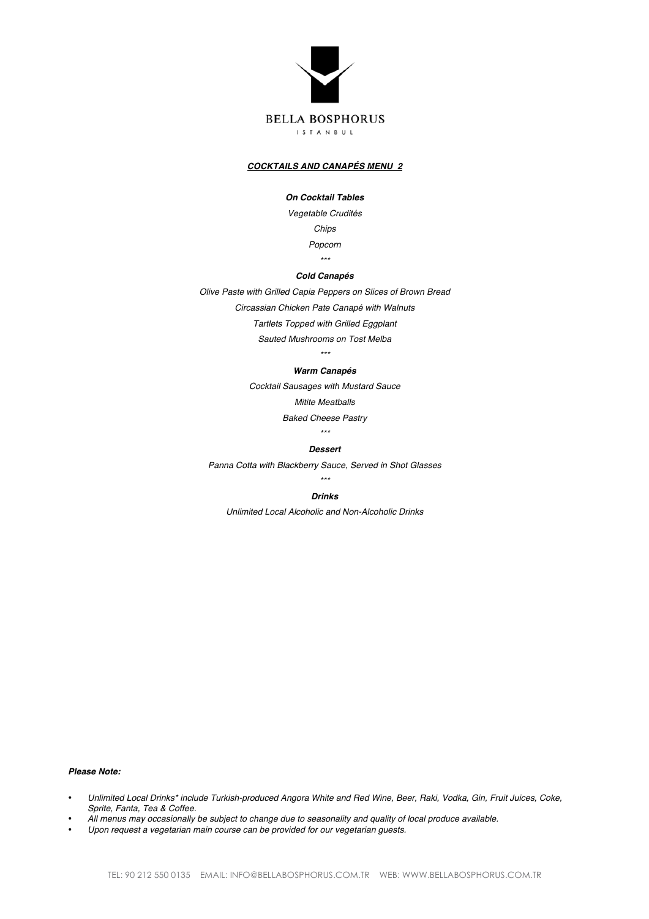BELLA BOSPHORUS

ISTANBUL

## ***COCKTAILS AND CANAPÉS MENU 2***

***On Cocktail Tables***

*Vegetable Crudités*

*Chips*

*Popcorn*

\*\*\*

***Cold Canapés***

*Olive Paste with Grilled Capia Peppers on Slices of Brown Bread*

*Circassian Chicken Pate Canapé with Walnuts*

*Tartlets Topped with Grilled Eggplant*

*Sauted Mushrooms on Tost Melba*

\*\*\*

***Warm Canapés***

*Cocktail Sausages with Mustard Sauce*

*Mitite Meatballs*

*Baked Cheese Pastry*

\*\*\*

***Dessert***

*Panna Cotta with Blackberry Sauce, Served in Shot Glasses*

\*\*\*

***Drinks***

*Unlimited Local Alcoholic and Non-Alcoholic Drinks*

***Please Note:***

- *Unlimited Local Drinks\* include Turkish-produced Angora White and Red Wine, Beer, Raki, Vodka, Gin, Fruit Juices, Coke, Sprite, Fanta, Tea & Coffee.*
- *All menus may occasionally be subject to change due to seasonality and quality of local produce available.*
- *Upon request a vegetarian main course can be provided for our vegetarian guests.*

TEL: 90 212 550 0135 EMAIL: INFO@BELLABOSPHORUS.COM.TR WEB: WWW.BELLABOSPHORUS.COM.TR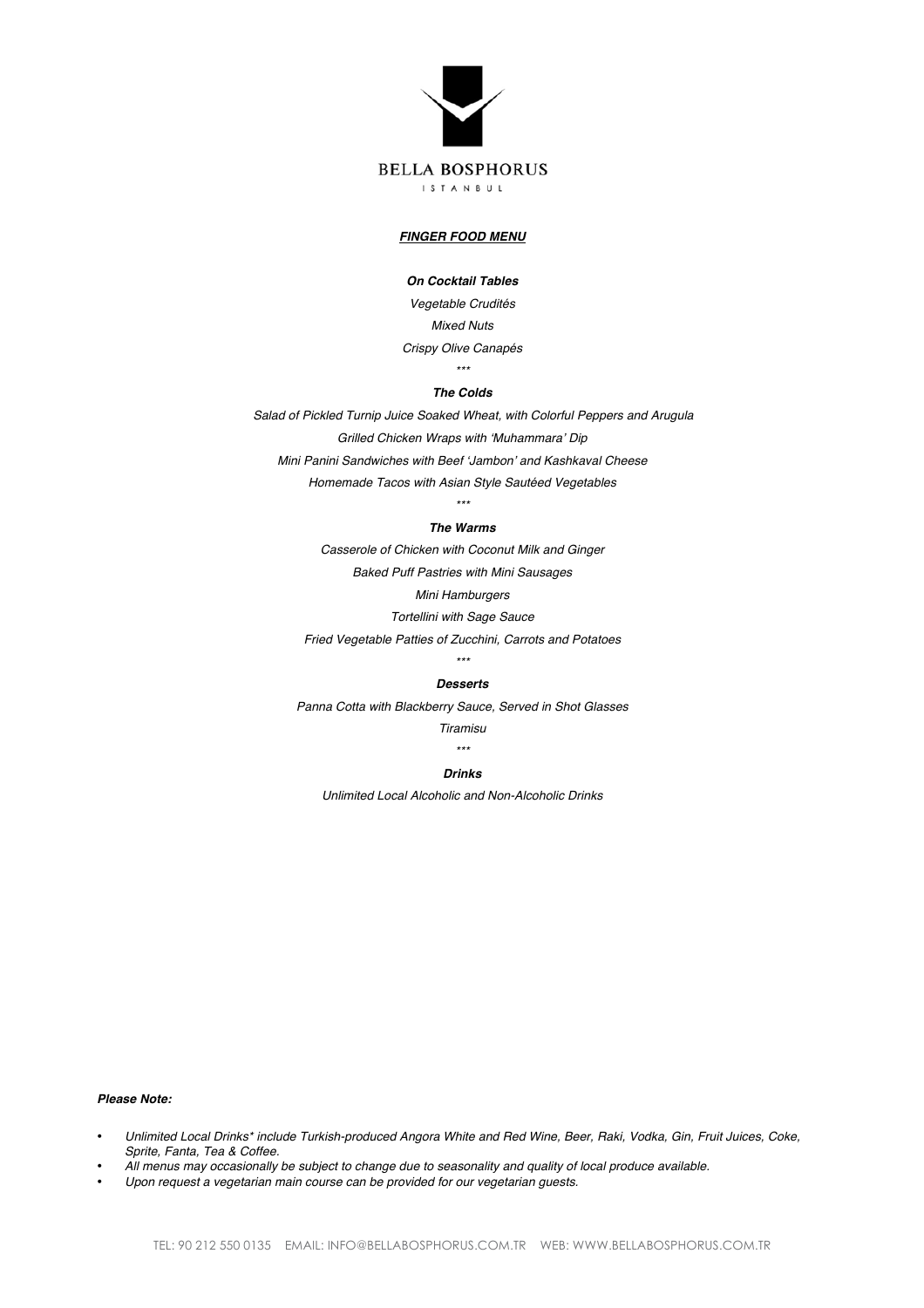BELLA BOSPHORUS

ISTANBUL

## ***FINGER FOOD MENU***

***On Cocktail Tables***

*Vegetable Crudités*

*Mixed Nuts*

*Crispy Olive Canapés*

\*\*\*

***The Colds***

*Salad of Pickled Turnip Juice Soaked Wheat, with Colorful Peppers and Arugula*

*Grilled Chicken Wraps with 'Muhammara' Dip*

*Mini Panini Sandwiches with Beef 'Jambon' and Kashkaval Cheese*

*Homemade Tacos with Asian Style Sautéed Vegetables*

\*\*\*

***The Warms***

*Casserole of Chicken with Coconut Milk and Ginger*

*Baked Puff Pastries with Mini Sausages*

*Mini Hamburgers*

*Tortellini with Sage Sauce*

*Fried Vegetable Patties of Zucchini, Carrots and Potatoes*

\*\*\*

***Desserts***

*Panna Cotta with Blackberry Sauce, Served in Shot Glasses*

*Tiramisu*

\*\*\*

***Drinks***

*Unlimited Local Alcoholic and Non-Alcoholic Drinks*

***Please Note:***

- *Unlimited Local Drinks\* include Turkish-produced Angora White and Red Wine, Beer, Raki, Vodka, Gin, Fruit Juices, Coke, Sprite, Fanta, Tea & Coffee.*
- *All menus may occasionally be subject to change due to seasonality and quality of local produce available.*
- *Upon request a vegetarian main course can be provided for our vegetarian guests.*

TEL: 90 212 550 0135 EMAIL: INFO@BELLABOSPHORUS.COM.TR WEB: WWW.BELLABOSPHORUS.COM.TR